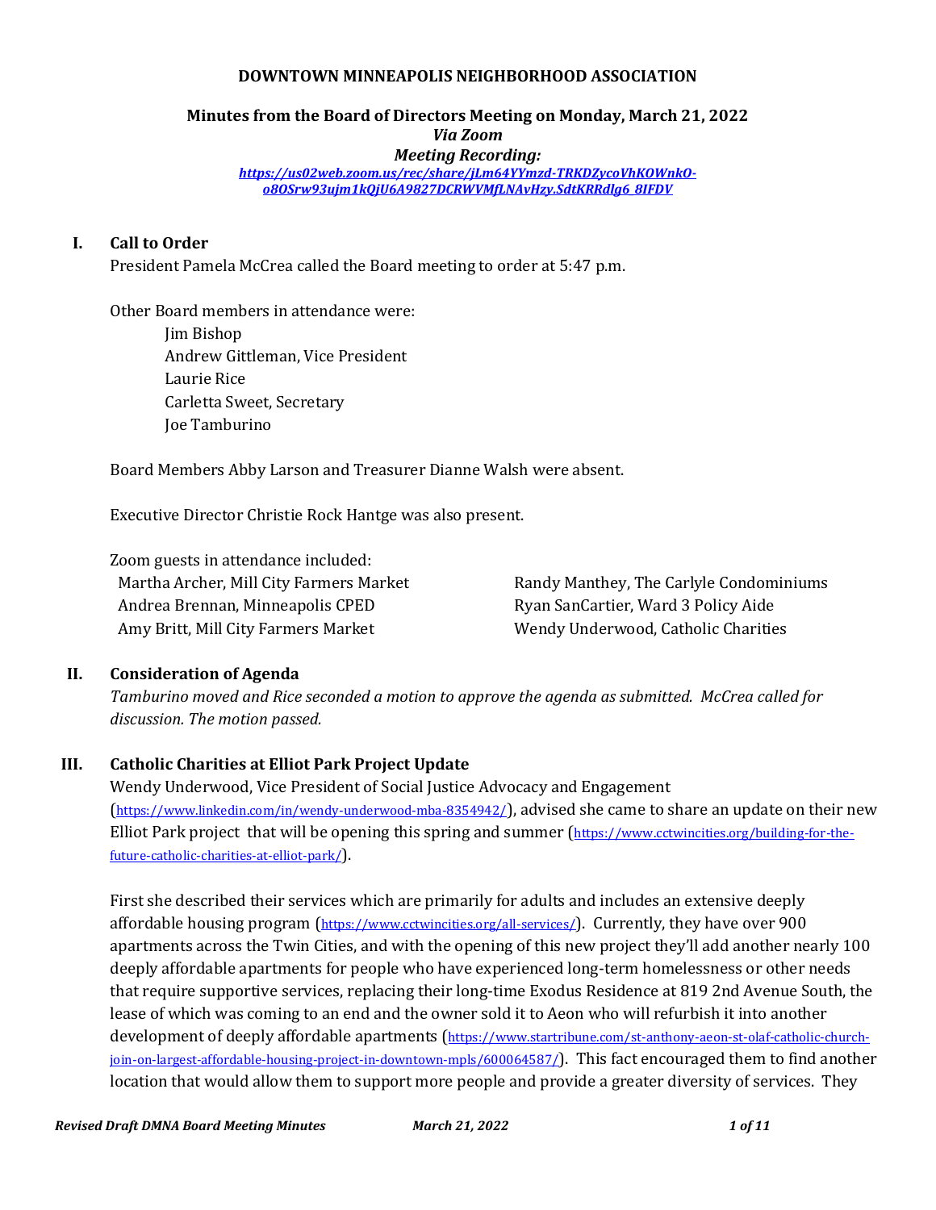**DOWNTOWN MINNEAPOLIS NEIGHBORHOOD ASSOCIATION**

**Minutes from the Board of Directors Meeting on Monday, March 21, 2022**
***Via Zoom***
***Meeting Recording:***
*https://us02web.zoom.us/rec/share/jLm64YYmzd-TRKDZycoVhKOWnkO-o8OSrw93ujm1kQjU6A9827DCRWVMfLNAvHzy.SdtKRRdlg6_8IFDV*

## I. Call to Order

President Pamela McCrea called the Board meeting to order at 5:47 p.m.

Other Board members in attendance were:

- Jim Bishop
- Andrew Gittleman, Vice President
- Laurie Rice
- Carletta Sweet, Secretary
- Joe Tamburino

Board Members Abby Larson and Treasurer Dianne Walsh were absent.

Executive Director Christie Rock Hantge was also present.

Zoom guests in attendance included:

- Martha Archer, Mill City Farmers Market
- Andrea Brennan, Minneapolis CPED
- Amy Britt, Mill City Farmers Market
- Randy Manthey, The Carlyle Condominiums
- Ryan SanCartier, Ward 3 Policy Aide
- Wendy Underwood, Catholic Charities

## II. Consideration of Agenda

*Tamburino moved and Rice seconded a motion to approve the agenda as submitted. McCrea called for discussion. The motion passed.*

## III. Catholic Charities at Elliot Park Project Update

Wendy Underwood, Vice President of Social Justice Advocacy and Engagement (https://www.linkedin.com/in/wendy-underwood-mba-8354942/), advised she came to share an update on their new Elliot Park project that will be opening this spring and summer (https://www.cctwincities.org/building-for-the-future-catholic-charities-at-elliot-park/).

First she described their services which are primarily for adults and includes an extensive deeply affordable housing program (https://www.cctwincities.org/all-services/). Currently, they have over 900 apartments across the Twin Cities, and with the opening of this new project they'll add another nearly 100 deeply affordable apartments for people who have experienced long-term homelessness or other needs that require supportive services, replacing their long-time Exodus Residence at 819 2nd Avenue South, the lease of which was coming to an end and the owner sold it to Aeon who will refurbish it into another development of deeply affordable apartments (https://www.startribune.com/st-anthony-aeon-st-olaf-catholic-church-join-on-largest-affordable-housing-project-in-downtown-mpls/600064587/). This fact encouraged them to find another location that would allow them to support more people and provide a greater diversity of services. They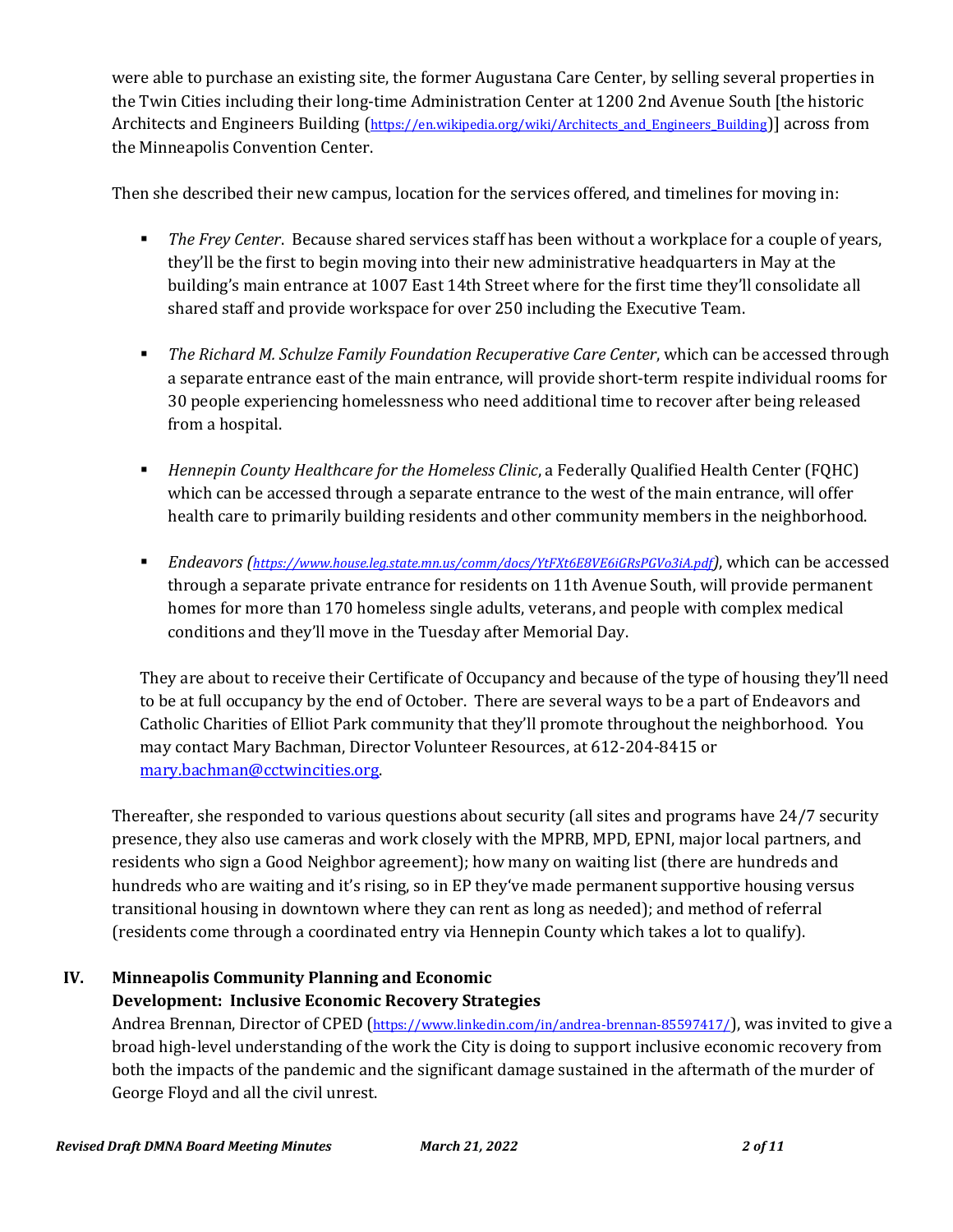were able to purchase an existing site, the former Augustana Care Center, by selling several properties in the Twin Cities including their long-time Administration Center at 1200 2nd Avenue South [the historic Architects and Engineers Building (https://en.wikipedia.org/wiki/Architects_and_Engineers_Building)] across from the Minneapolis Convention Center.

Then she described their new campus, location for the services offered, and timelines for moving in:

- *The Frey Center*. Because shared services staff has been without a workplace for a couple of years, they'll be the first to begin moving into their new administrative headquarters in May at the building's main entrance at 1007 East 14th Street where for the first time they'll consolidate all shared staff and provide workspace for over 250 including the Executive Team.

- *The Richard M. Schulze Family Foundation Recuperative Care Center*, which can be accessed through a separate entrance east of the main entrance, will provide short-term respite individual rooms for 30 people experiencing homelessness who need additional time to recover after being released from a hospital.

- *Hennepin County Healthcare for the Homeless Clinic*, a Federally Qualified Health Center (FQHC) which can be accessed through a separate entrance to the west of the main entrance, will offer health care to primarily building residents and other community members in the neighborhood.

- *Endeavors (https://www.house.leg.state.mn.us/comm/docs/YtFXt6E8VE6iGRsPGVo3iA.pdf)*, which can be accessed through a separate private entrance for residents on 11th Avenue South, will provide permanent homes for more than 170 homeless single adults, veterans, and people with complex medical conditions and they'll move in the Tuesday after Memorial Day.

  They are about to receive their Certificate of Occupancy and because of the type of housing they'll need to be at full occupancy by the end of October. There are several ways to be a part of Endeavors and Catholic Charities of Elliot Park community that they'll promote throughout the neighborhood. You may contact Mary Bachman, Director Volunteer Resources, at 612-204-8415 or mary.bachman@cctwincities.org.

Thereafter, she responded to various questions about security (all sites and programs have 24/7 security presence, they also use cameras and work closely with the MPRB, MPD, EPNI, major local partners, and residents who sign a Good Neighbor agreement); how many on waiting list (there are hundreds and hundreds who are waiting and it's rising, so in EP they've made permanent supportive housing versus transitional housing in downtown where they can rent as long as needed); and method of referral (residents come through a coordinated entry via Hennepin County which takes a lot to qualify).

## IV. Minneapolis Community Planning and Economic Development: Inclusive Economic Recovery Strategies

Andrea Brennan, Director of CPED (https://www.linkedin.com/in/andrea-brennan-85597417/), was invited to give a broad high-level understanding of the work the City is doing to support inclusive economic recovery from both the impacts of the pandemic and the significant damage sustained in the aftermath of the murder of George Floyd and all the civil unrest.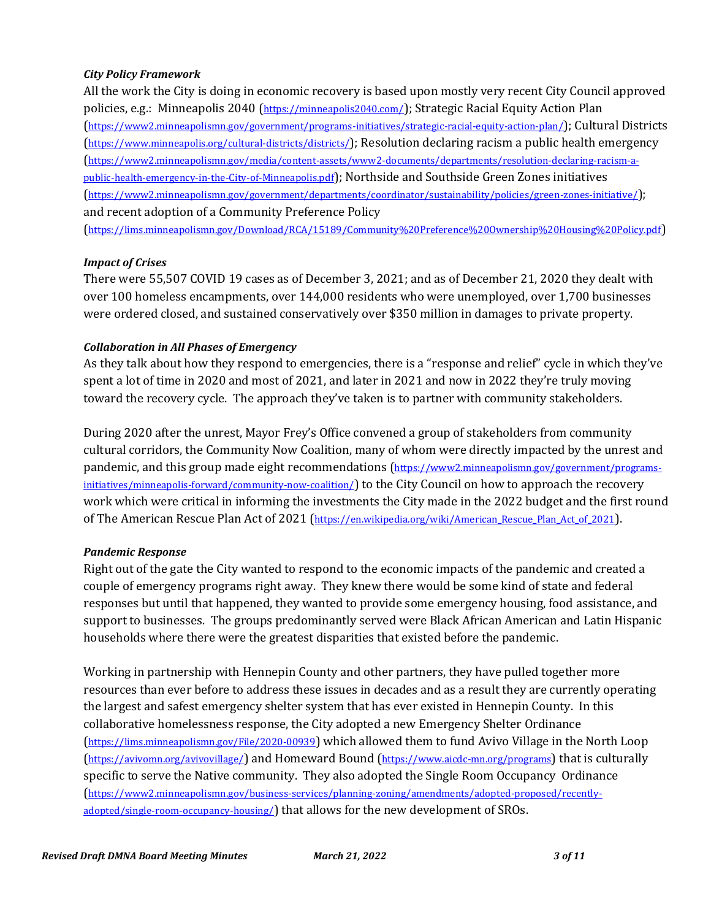***City Policy Framework***

All the work the City is doing in economic recovery is based upon mostly very recent City Council approved policies, e.g.: Minneapolis 2040 (https://minneapolis2040.com/); Strategic Racial Equity Action Plan (https://www2.minneapolismn.gov/government/programs-initiatives/strategic-racial-equity-action-plan/); Cultural Districts (https://www.minneapolis.org/cultural-districts/districts/); Resolution declaring racism a public health emergency (https://www2.minneapolismn.gov/media/content-assets/www2-documents/departments/resolution-declaring-racism-a-public-health-emergency-in-the-City-of-Minneapolis.pdf); Northside and Southside Green Zones initiatives (https://www2.minneapolismn.gov/government/departments/coordinator/sustainability/policies/green-zones-initiative/); and recent adoption of a Community Preference Policy (https://lims.minneapolismn.gov/Download/RCA/15189/Community%20Preference%20Ownership%20Housing%20Policy.pdf)

***Impact of Crises***

There were 55,507 COVID 19 cases as of December 3, 2021; and as of December 21, 2020 they dealt with over 100 homeless encampments, over 144,000 residents who were unemployed, over 1,700 businesses were ordered closed, and sustained conservatively over $350 million in damages to private property.

***Collaboration in All Phases of Emergency***

As they talk about how they respond to emergencies, there is a "response and relief" cycle in which they've spent a lot of time in 2020 and most of 2021, and later in 2021 and now in 2022 they're truly moving toward the recovery cycle. The approach they've taken is to partner with community stakeholders.

During 2020 after the unrest, Mayor Frey's Office convened a group of stakeholders from community cultural corridors, the Community Now Coalition, many of whom were directly impacted by the unrest and pandemic, and this group made eight recommendations (https://www2.minneapolismn.gov/government/programs-initiatives/minneapolis-forward/community-now-coalition/) to the City Council on how to approach the recovery work which were critical in informing the investments the City made in the 2022 budget and the first round of The American Rescue Plan Act of 2021 (https://en.wikipedia.org/wiki/American_Rescue_Plan_Act_of_2021).

***Pandemic Response***

Right out of the gate the City wanted to respond to the economic impacts of the pandemic and created a couple of emergency programs right away. They knew there would be some kind of state and federal responses but until that happened, they wanted to provide some emergency housing, food assistance, and support to businesses. The groups predominantly served were Black African American and Latin Hispanic households where there were the greatest disparities that existed before the pandemic.

Working in partnership with Hennepin County and other partners, they have pulled together more resources than ever before to address these issues in decades and as a result they are currently operating the largest and safest emergency shelter system that has ever existed in Hennepin County. In this collaborative homelessness response, the City adopted a new Emergency Shelter Ordinance (https://lims.minneapolismn.gov/File/2020-00939) which allowed them to fund Avivo Village in the North Loop (https://avivomn.org/avivovillage/) and Homeward Bound (https://www.aicdc-mn.org/programs) that is culturally specific to serve the Native community. They also adopted the Single Room Occupancy Ordinance (https://www2.minneapolismn.gov/business-services/planning-zoning/amendments/adopted-proposed/recently-adopted/single-room-occupancy-housing/) that allows for the new development of SROs.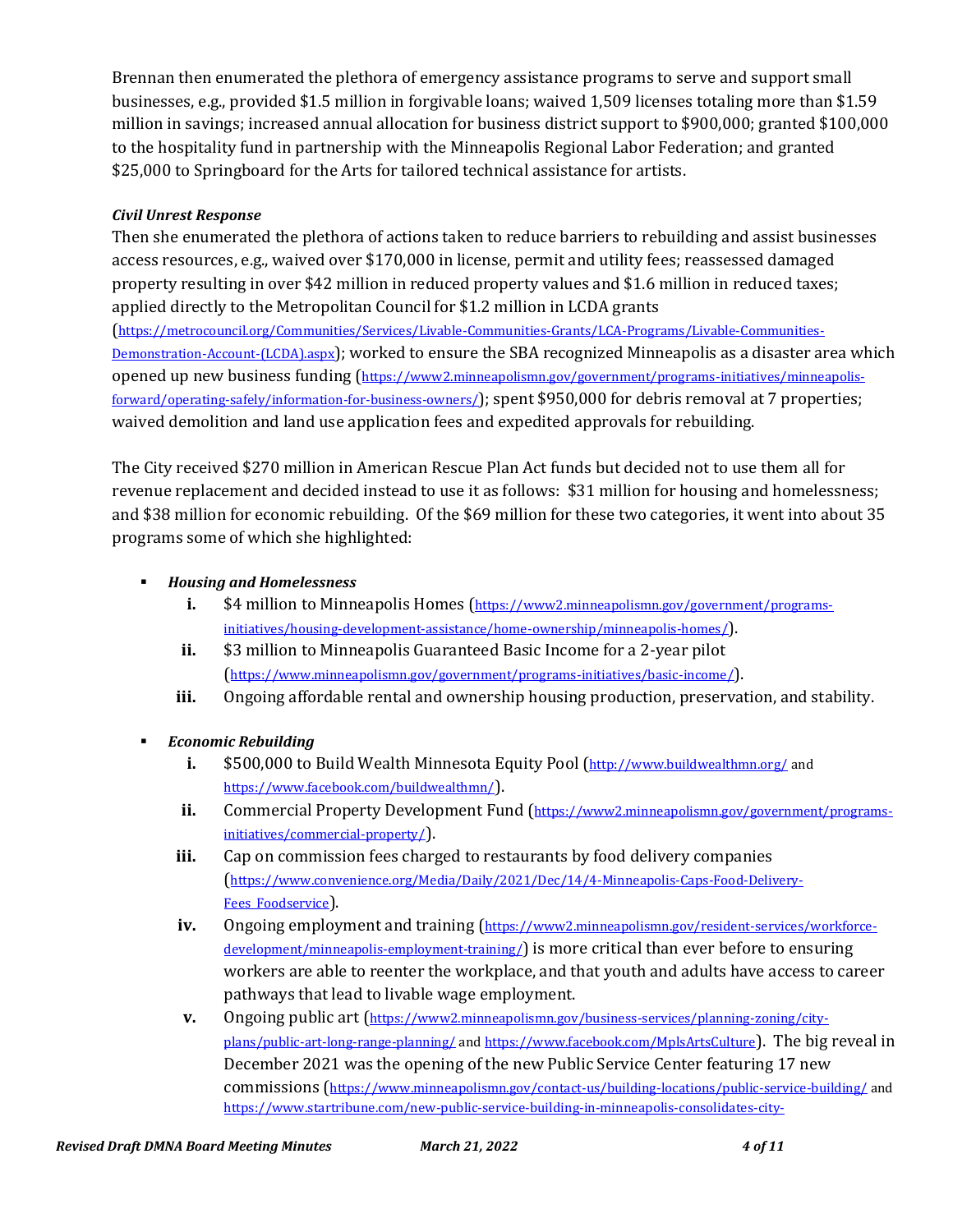Brennan then enumerated the plethora of emergency assistance programs to serve and support small businesses, e.g., provided $1.5 million in forgivable loans; waived 1,509 licenses totaling more than $1.59 million in savings; increased annual allocation for business district support to $900,000; granted $100,000 to the hospitality fund in partnership with the Minneapolis Regional Labor Federation; and granted $25,000 to Springboard for the Arts for tailored technical assistance for artists.

***Civil Unrest Response***

Then she enumerated the plethora of actions taken to reduce barriers to rebuilding and assist businesses access resources, e.g., waived over $170,000 in license, permit and utility fees; reassessed damaged property resulting in over $42 million in reduced property values and $1.6 million in reduced taxes; applied directly to the Metropolitan Council for $1.2 million in LCDA grants (https://metrocouncil.org/Communities/Services/Livable-Communities-Grants/LCA-Programs/Livable-Communities-Demonstration-Account-(LCDA).aspx); worked to ensure the SBA recognized Minneapolis as a disaster area which opened up new business funding (https://www2.minneapolismn.gov/government/programs-initiatives/minneapolis-forward/operating-safely/information-for-business-owners/); spent $950,000 for debris removal at 7 properties; waived demolition and land use application fees and expedited approvals for rebuilding.

The City received $270 million in American Rescue Plan Act funds but decided not to use them all for revenue replacement and decided instead to use it as follows: $31 million for housing and homelessness; and $38 million for economic rebuilding. Of the $69 million for these two categories, it went into about 35 programs some of which she highlighted:

- ***Housing and Homelessness***
  - i. $4 million to Minneapolis Homes (https://www2.minneapolismn.gov/government/programs-initiatives/housing-development-assistance/home-ownership/minneapolis-homes/).
  - ii. $3 million to Minneapolis Guaranteed Basic Income for a 2-year pilot (https://www.minneapolismn.gov/government/programs-initiatives/basic-income/).
  - iii. Ongoing affordable rental and ownership housing production, preservation, and stability.

- ***Economic Rebuilding***
  - i. $500,000 to Build Wealth Minnesota Equity Pool (http://www.buildwealthmn.org/ and https://www.facebook.com/buildwealthmn/).
  - ii. Commercial Property Development Fund (https://www2.minneapolismn.gov/government/programs-initiatives/commercial-property/).
  - iii. Cap on commission fees charged to restaurants by food delivery companies (https://www.convenience.org/Media/Daily/2021/Dec/14/4-Minneapolis-Caps-Food-Delivery-Fees_Foodservice).
  - iv. Ongoing employment and training (https://www2.minneapolismn.gov/resident-services/workforce-development/minneapolis-employment-training/) is more critical than ever before to ensuring workers are able to reenter the workplace, and that youth and adults have access to career pathways that lead to livable wage employment.
  - v. Ongoing public art (https://www2.minneapolismn.gov/business-services/planning-zoning/city-plans/public-art-long-range-planning/ and https://www.facebook.com/MplsArtsCulture). The big reveal in December 2021 was the opening of the new Public Service Center featuring 17 new commissions (https://www.minneapolismn.gov/contact-us/building-locations/public-service-building/ and https://www.startribune.com/new-public-service-building-in-minneapolis-consolidates-city-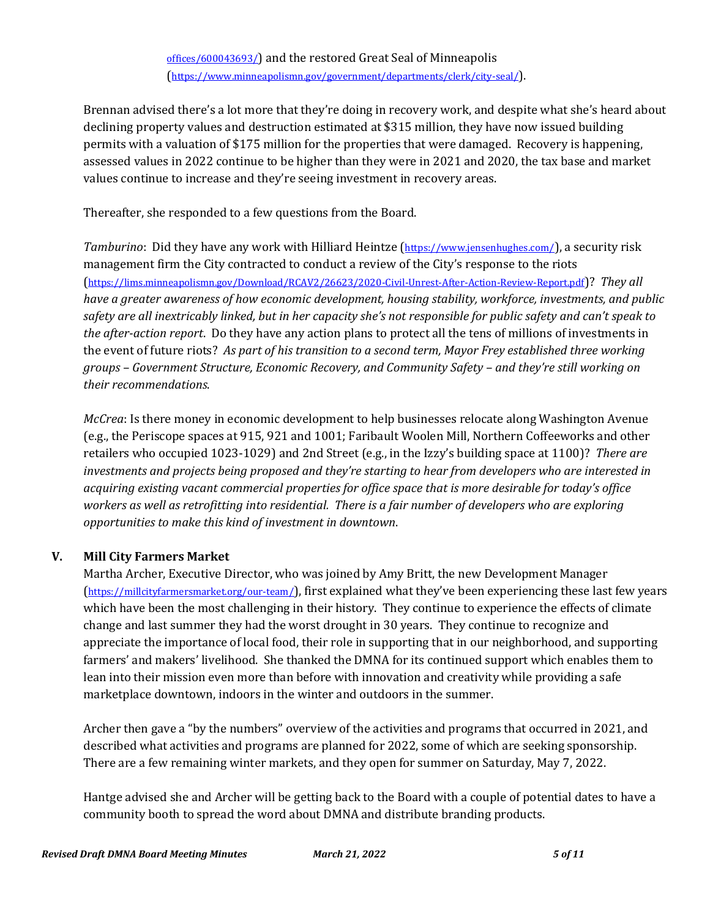offices/600043693/) and the restored Great Seal of Minneapolis (https://www.minneapolismn.gov/government/departments/clerk/city-seal/).

Brennan advised there's a lot more that they're doing in recovery work, and despite what she's heard about declining property values and destruction estimated at $315 million, they have now issued building permits with a valuation of $175 million for the properties that were damaged. Recovery is happening, assessed values in 2022 continue to be higher than they were in 2021 and 2020, the tax base and market values continue to increase and they're seeing investment in recovery areas.

Thereafter, she responded to a few questions from the Board.

*Tamburino*: Did they have any work with Hilliard Heintze (https://www.jensenhughes.com/), a security risk management firm the City contracted to conduct a review of the City's response to the riots (https://lims.minneapolismn.gov/Download/RCAV2/26623/2020-Civil-Unrest-After-Action-Review-Report.pdf)? *They all have a greater awareness of how economic development, housing stability, workforce, investments, and public safety are all inextricably linked, but in her capacity she's not responsible for public safety and can't speak to the after-action report*. Do they have any action plans to protect all the tens of millions of investments in the event of future riots? *As part of his transition to a second term, Mayor Frey established three working groups – Government Structure, Economic Recovery, and Community Safety – and they're still working on their recommendations*.

*McCrea*: Is there money in economic development to help businesses relocate along Washington Avenue (e.g., the Periscope spaces at 915, 921 and 1001; Faribault Woolen Mill, Northern Coffeeworks and other retailers who occupied 1023-1029) and 2nd Street (e.g., in the Izzy's building space at 1100)? *There are investments and projects being proposed and they're starting to hear from developers who are interested in acquiring existing vacant commercial properties for office space that is more desirable for today's office workers as well as retrofitting into residential. There is a fair number of developers who are exploring opportunities to make this kind of investment in downtown*.

## V. Mill City Farmers Market

Martha Archer, Executive Director, who was joined by Amy Britt, the new Development Manager (https://millcityfarmersmarket.org/our-team/), first explained what they've been experiencing these last few years which have been the most challenging in their history. They continue to experience the effects of climate change and last summer they had the worst drought in 30 years. They continue to recognize and appreciate the importance of local food, their role in supporting that in our neighborhood, and supporting farmers' and makers' livelihood. She thanked the DMNA for its continued support which enables them to lean into their mission even more than before with innovation and creativity while providing a safe marketplace downtown, indoors in the winter and outdoors in the summer.

Archer then gave a "by the numbers" overview of the activities and programs that occurred in 2021, and described what activities and programs are planned for 2022, some of which are seeking sponsorship. There are a few remaining winter markets, and they open for summer on Saturday, May 7, 2022.

Hantge advised she and Archer will be getting back to the Board with a couple of potential dates to have a community booth to spread the word about DMNA and distribute branding products.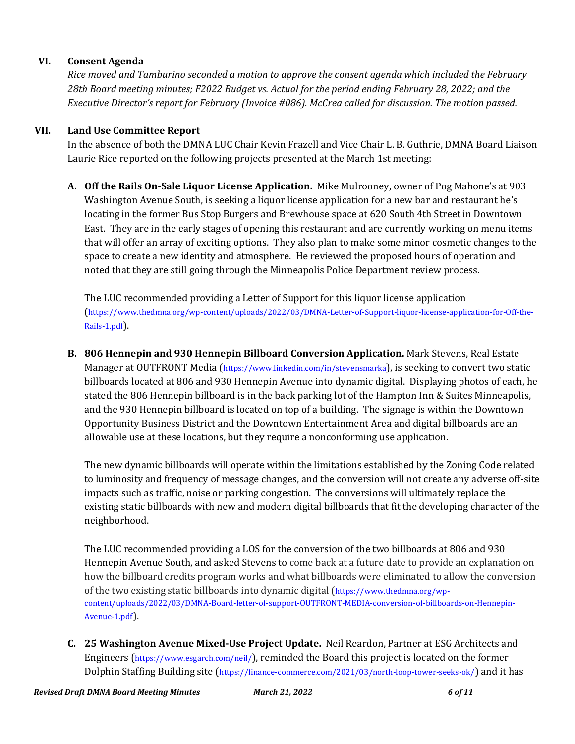## VI. Consent Agenda

*Rice moved and Tamburino seconded a motion to approve the consent agenda which included the February 28th Board meeting minutes; F2022 Budget vs. Actual for the period ending February 28, 2022; and the Executive Director's report for February (Invoice #086). McCrea called for discussion. The motion passed.*

## VII. Land Use Committee Report

In the absence of both the DMNA LUC Chair Kevin Frazell and Vice Chair L. B. Guthrie, DMNA Board Liaison Laurie Rice reported on the following projects presented at the March 1st meeting:

**A. Off the Rails On-Sale Liquor License Application.** Mike Mulrooney, owner of Pog Mahone's at 903 Washington Avenue South, is seeking a liquor license application for a new bar and restaurant he's locating in the former Bus Stop Burgers and Brewhouse space at 620 South 4th Street in Downtown East. They are in the early stages of opening this restaurant and are currently working on menu items that will offer an array of exciting options. They also plan to make some minor cosmetic changes to the space to create a new identity and atmosphere. He reviewed the proposed hours of operation and noted that they are still going through the Minneapolis Police Department review process.

The LUC recommended providing a Letter of Support for this liquor license application (https://www.thedmna.org/wp-content/uploads/2022/03/DMNA-Letter-of-Support-liquor-license-application-for-Off-the-Rails-1.pdf).

**B. 806 Hennepin and 930 Hennepin Billboard Conversion Application.** Mark Stevens, Real Estate Manager at OUTFRONT Media (https://www.linkedin.com/in/stevensmarka), is seeking to convert two static billboards located at 806 and 930 Hennepin Avenue into dynamic digital. Displaying photos of each, he stated the 806 Hennepin billboard is in the back parking lot of the Hampton Inn & Suites Minneapolis, and the 930 Hennepin billboard is located on top of a building. The signage is within the Downtown Opportunity Business District and the Downtown Entertainment Area and digital billboards are an allowable use at these locations, but they require a nonconforming use application.

The new dynamic billboards will operate within the limitations established by the Zoning Code related to luminosity and frequency of message changes, and the conversion will not create any adverse off-site impacts such as traffic, noise or parking congestion. The conversions will ultimately replace the existing static billboards with new and modern digital billboards that fit the developing character of the neighborhood.

The LUC recommended providing a LOS for the conversion of the two billboards at 806 and 930 Hennepin Avenue South, and asked Stevens to come back at a future date to provide an explanation on how the billboard credits program works and what billboards were eliminated to allow the conversion of the two existing static billboards into dynamic digital (https://www.thedmna.org/wp-content/uploads/2022/03/DMNA-Board-letter-of-support-OUTFRONT-MEDIA-conversion-of-billboards-on-Hennepin-Avenue-1.pdf).

**C. 25 Washington Avenue Mixed-Use Project Update.** Neil Reardon, Partner at ESG Architects and Engineers (https://www.esgarch.com/neil/), reminded the Board this project is located on the former Dolphin Staffing Building site (https://finance-commerce.com/2021/03/north-loop-tower-seeks-ok/) and it has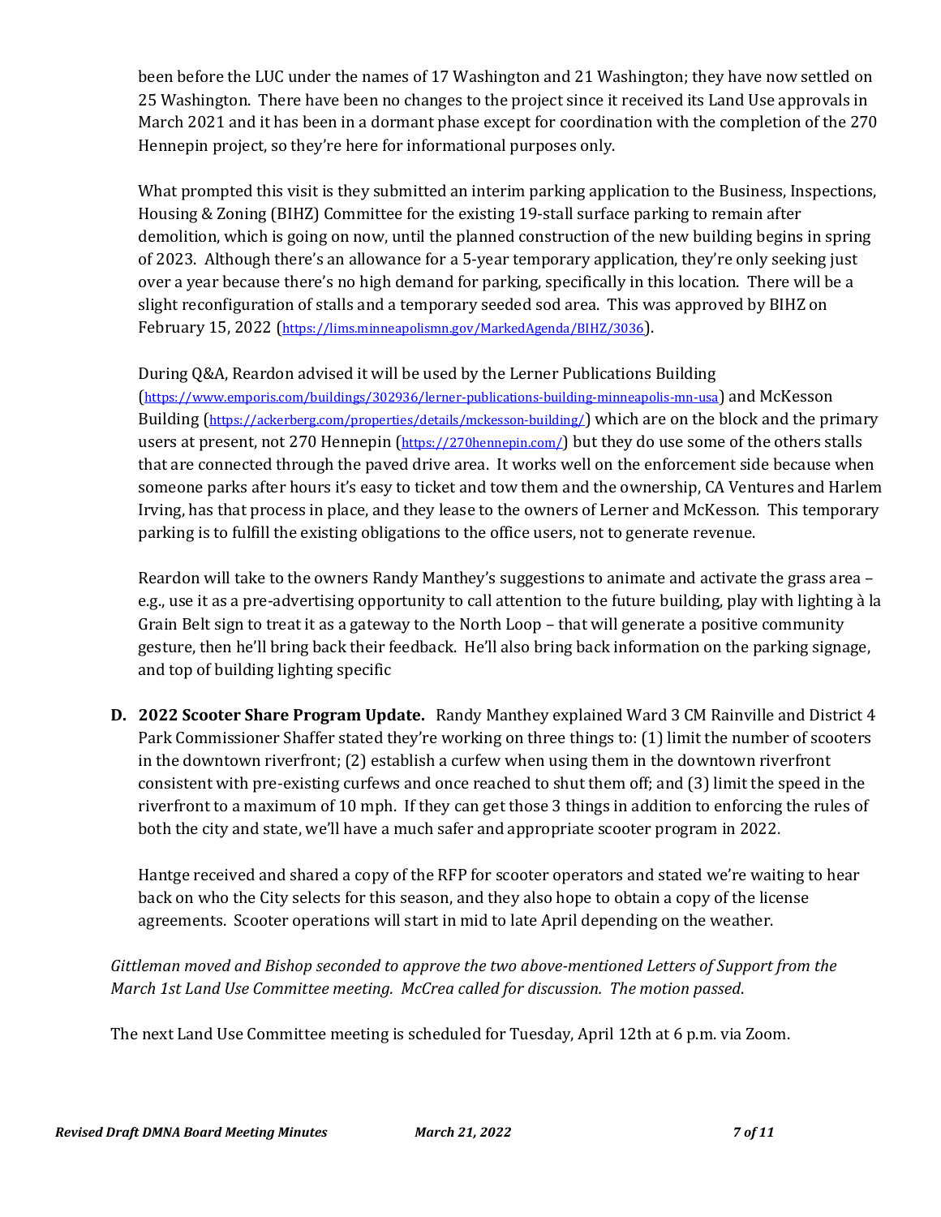been before the LUC under the names of 17 Washington and 21 Washington; they have now settled on 25 Washington. There have been no changes to the project since it received its Land Use approvals in March 2021 and it has been in a dormant phase except for coordination with the completion of the 270 Hennepin project, so they're here for informational purposes only.

What prompted this visit is they submitted an interim parking application to the Business, Inspections, Housing & Zoning (BIHZ) Committee for the existing 19-stall surface parking to remain after demolition, which is going on now, until the planned construction of the new building begins in spring of 2023. Although there's an allowance for a 5-year temporary application, they're only seeking just over a year because there's no high demand for parking, specifically in this location. There will be a slight reconfiguration of stalls and a temporary seeded sod area. This was approved by BIHZ on February 15, 2022 (https://lims.minneapolismn.gov/MarkedAgenda/BIHZ/3036).

During Q&A, Reardon advised it will be used by the Lerner Publications Building (https://www.emporis.com/buildings/302936/lerner-publications-building-minneapolis-mn-usa) and McKesson Building (https://ackerberg.com/properties/details/mckesson-building/) which are on the block and the primary users at present, not 270 Hennepin (https://270hennepin.com/) but they do use some of the others stalls that are connected through the paved drive area. It works well on the enforcement side because when someone parks after hours it's easy to ticket and tow them and the ownership, CA Ventures and Harlem Irving, has that process in place, and they lease to the owners of Lerner and McKesson. This temporary parking is to fulfill the existing obligations to the office users, not to generate revenue.

Reardon will take to the owners Randy Manthey's suggestions to animate and activate the grass area – e.g., use it as a pre-advertising opportunity to call attention to the future building, play with lighting à la Grain Belt sign to treat it as a gateway to the North Loop – that will generate a positive community gesture, then he'll bring back their feedback. He'll also bring back information on the parking signage, and top of building lighting specific

**D. 2022 Scooter Share Program Update.** Randy Manthey explained Ward 3 CM Rainville and District 4 Park Commissioner Shaffer stated they're working on three things to: (1) limit the number of scooters in the downtown riverfront; (2) establish a curfew when using them in the downtown riverfront consistent with pre-existing curfews and once reached to shut them off; and (3) limit the speed in the riverfront to a maximum of 10 mph. If they can get those 3 things in addition to enforcing the rules of both the city and state, we'll have a much safer and appropriate scooter program in 2022.

Hantge received and shared a copy of the RFP for scooter operators and stated we're waiting to hear back on who the City selects for this season, and they also hope to obtain a copy of the license agreements. Scooter operations will start in mid to late April depending on the weather.

*Gittleman moved and Bishop seconded to approve the two above-mentioned Letters of Support from the March 1st Land Use Committee meeting. McCrea called for discussion. The motion passed.*

The next Land Use Committee meeting is scheduled for Tuesday, April 12th at 6 p.m. via Zoom.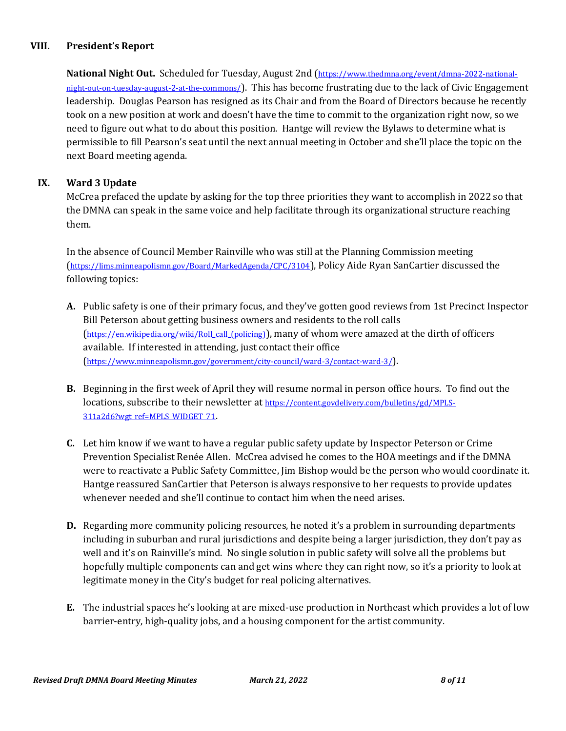## VIII. President's Report

**National Night Out.** Scheduled for Tuesday, August 2nd (https://www.thedmna.org/event/dmna-2022-national-night-out-on-tuesday-august-2-at-the-commons/). This has become frustrating due to the lack of Civic Engagement leadership. Douglas Pearson has resigned as its Chair and from the Board of Directors because he recently took on a new position at work and doesn't have the time to commit to the organization right now, so we need to figure out what to do about this position. Hantge will review the Bylaws to determine what is permissible to fill Pearson's seat until the next annual meeting in October and she'll place the topic on the next Board meeting agenda.

## IX. Ward 3 Update

McCrea prefaced the update by asking for the top three priorities they want to accomplish in 2022 so that the DMNA can speak in the same voice and help facilitate through its organizational structure reaching them.

In the absence of Council Member Rainville who was still at the Planning Commission meeting (https://lims.minneapolismn.gov/Board/MarkedAgenda/CPC/3104), Policy Aide Ryan SanCartier discussed the following topics:

- **A.** Public safety is one of their primary focus, and they've gotten good reviews from 1st Precinct Inspector Bill Peterson about getting business owners and residents to the roll calls (https://en.wikipedia.org/wiki/Roll_call_(policing)), many of whom were amazed at the dirth of officers available. If interested in attending, just contact their office (https://www.minneapolismn.gov/government/city-council/ward-3/contact-ward-3/).

- **B.** Beginning in the first week of April they will resume normal in person office hours. To find out the locations, subscribe to their newsletter at https://content.govdelivery.com/bulletins/gd/MPLS-311a2d6?wgt_ref=MPLS_WIDGET_71.

- **C.** Let him know if we want to have a regular public safety update by Inspector Peterson or Crime Prevention Specialist Renée Allen. McCrea advised he comes to the HOA meetings and if the DMNA were to reactivate a Public Safety Committee, Jim Bishop would be the person who would coordinate it. Hantge reassured SanCartier that Peterson is always responsive to her requests to provide updates whenever needed and she'll continue to contact him when the need arises.

- **D.** Regarding more community policing resources, he noted it's a problem in surrounding departments including in suburban and rural jurisdictions and despite being a larger jurisdiction, they don't pay as well and it's on Rainville's mind. No single solution in public safety will solve all the problems but hopefully multiple components can and get wins where they can right now, so it's a priority to look at legitimate money in the City's budget for real policing alternatives.

- **E.** The industrial spaces he's looking at are mixed-use production in Northeast which provides a lot of low barrier-entry, high-quality jobs, and a housing component for the artist community.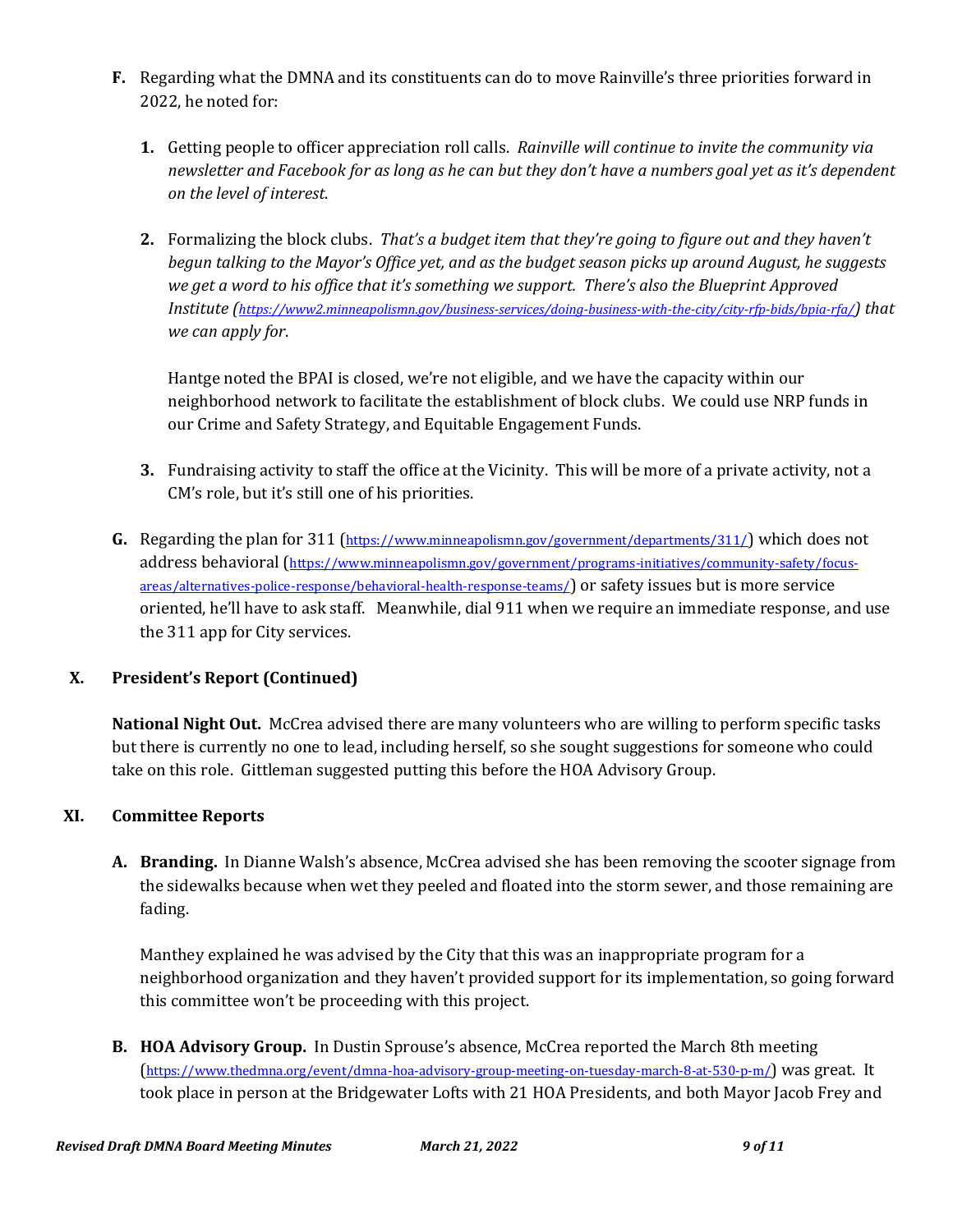**F.** Regarding what the DMNA and its constituents can do to move Rainville's three priorities forward in 2022, he noted for:

1. Getting people to officer appreciation roll calls. *Rainville will continue to invite the community via newsletter and Facebook for as long as he can but they don't have a numbers goal yet as it's dependent on the level of interest*.

2. Formalizing the block clubs. *That's a budget item that they're going to figure out and they haven't begun talking to the Mayor's Office yet, and as the budget season picks up around August, he suggests we get a word to his office that it's something we support. There's also the Blueprint Approved Institute (https://www2.minneapolismn.gov/business-services/doing-business-with-the-city/city-rfp-bids/bpia-rfa/) that we can apply for*.

   Hantge noted the BPAI is closed, we're not eligible, and we have the capacity within our neighborhood network to facilitate the establishment of block clubs. We could use NRP funds in our Crime and Safety Strategy, and Equitable Engagement Funds.

3. Fundraising activity to staff the office at the Vicinity. This will be more of a private activity, not a CM's role, but it's still one of his priorities.

**G.** Regarding the plan for 311 (https://www.minneapolismn.gov/government/departments/311/) which does not address behavioral (https://www.minneapolismn.gov/government/programs-initiatives/community-safety/focus-areas/alternatives-police-response/behavioral-health-response-teams/) or safety issues but is more service oriented, he'll have to ask staff. Meanwhile, dial 911 when we require an immediate response, and use the 311 app for City services.

## X. President's Report (Continued)

**National Night Out.** McCrea advised there are many volunteers who are willing to perform specific tasks but there is currently no one to lead, including herself, so she sought suggestions for someone who could take on this role. Gittleman suggested putting this before the HOA Advisory Group.

## XI. Committee Reports

**A. Branding.** In Dianne Walsh's absence, McCrea advised she has been removing the scooter signage from the sidewalks because when wet they peeled and floated into the storm sewer, and those remaining are fading.

Manthey explained he was advised by the City that this was an inappropriate program for a neighborhood organization and they haven't provided support for its implementation, so going forward this committee won't be proceeding with this project.

**B. HOA Advisory Group.** In Dustin Sprouse's absence, McCrea reported the March 8th meeting (https://www.thedmna.org/event/dmna-hoa-advisory-group-meeting-on-tuesday-march-8-at-530-p-m/) was great. It took place in person at the Bridgewater Lofts with 21 HOA Presidents, and both Mayor Jacob Frey and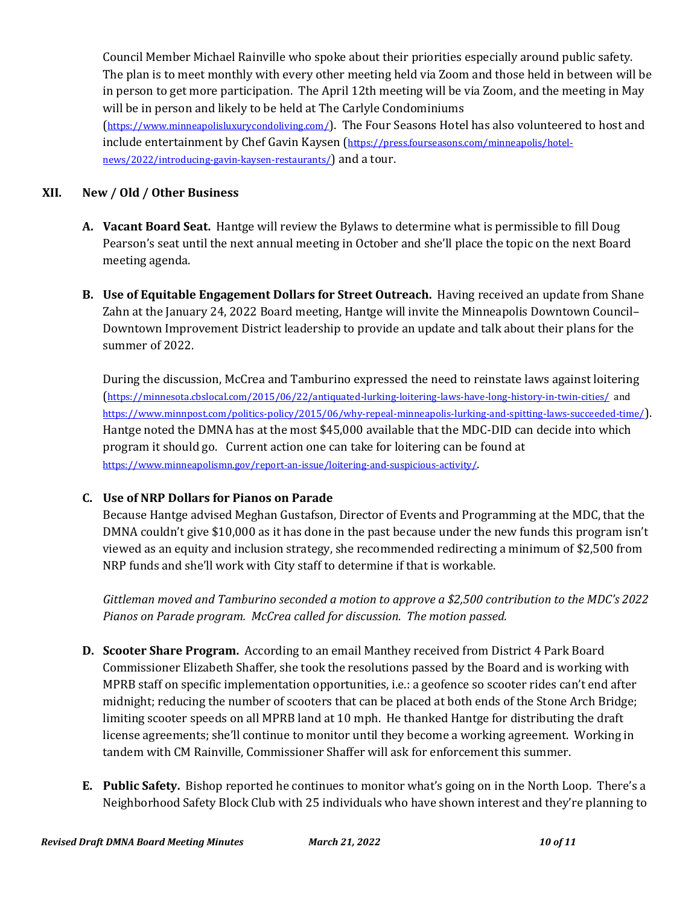Council Member Michael Rainville who spoke about their priorities especially around public safety. The plan is to meet monthly with every other meeting held via Zoom and those held in between will be in person to get more participation. The April 12th meeting will be via Zoom, and the meeting in May will be in person and likely to be held at The Carlyle Condominiums (https://www.minneapolisluxurycondoliving.com/). The Four Seasons Hotel has also volunteered to host and include entertainment by Chef Gavin Kaysen (https://press.fourseasons.com/minneapolis/hotel-news/2022/introducing-gavin-kaysen-restaurants/) and a tour.

## XII. New / Old / Other Business

**A. Vacant Board Seat.** Hantge will review the Bylaws to determine what is permissible to fill Doug Pearson's seat until the next annual meeting in October and she'll place the topic on the next Board meeting agenda.

**B. Use of Equitable Engagement Dollars for Street Outreach.** Having received an update from Shane Zahn at the January 24, 2022 Board meeting, Hantge will invite the Minneapolis Downtown Council–Downtown Improvement District leadership to provide an update and talk about their plans for the summer of 2022.

During the discussion, McCrea and Tamburino expressed the need to reinstate laws against loitering (https://minnesota.cbslocal.com/2015/06/22/antiquated-lurking-loitering-laws-have-long-history-in-twin-cities/ and https://www.minnpost.com/politics-policy/2015/06/why-repeal-minneapolis-lurking-and-spitting-laws-succeeded-time/). Hantge noted the DMNA has at the most $45,000 available that the MDC-DID can decide into which program it should go. Current action one can take for loitering can be found at https://www.minneapolismn.gov/report-an-issue/loitering-and-suspicious-activity/.

**C. Use of NRP Dollars for Pianos on Parade**

Because Hantge advised Meghan Gustafson, Director of Events and Programming at the MDC, that the DMNA couldn't give $10,000 as it has done in the past because under the new funds this program isn't viewed as an equity and inclusion strategy, she recommended redirecting a minimum of $2,500 from NRP funds and she'll work with City staff to determine if that is workable.

*Gittleman moved and Tamburino seconded a motion to approve a $2,500 contribution to the MDC's 2022 Pianos on Parade program. McCrea called for discussion. The motion passed.*

**D. Scooter Share Program.** According to an email Manthey received from District 4 Park Board Commissioner Elizabeth Shaffer, she took the resolutions passed by the Board and is working with MPRB staff on specific implementation opportunities, i.e.: a geofence so scooter rides can't end after midnight; reducing the number of scooters that can be placed at both ends of the Stone Arch Bridge; limiting scooter speeds on all MPRB land at 10 mph. He thanked Hantge for distributing the draft license agreements; she'll continue to monitor until they become a working agreement. Working in tandem with CM Rainville, Commissioner Shaffer will ask for enforcement this summer.

**E. Public Safety.** Bishop reported he continues to monitor what's going on in the North Loop. There's a Neighborhood Safety Block Club with 25 individuals who have shown interest and they're planning to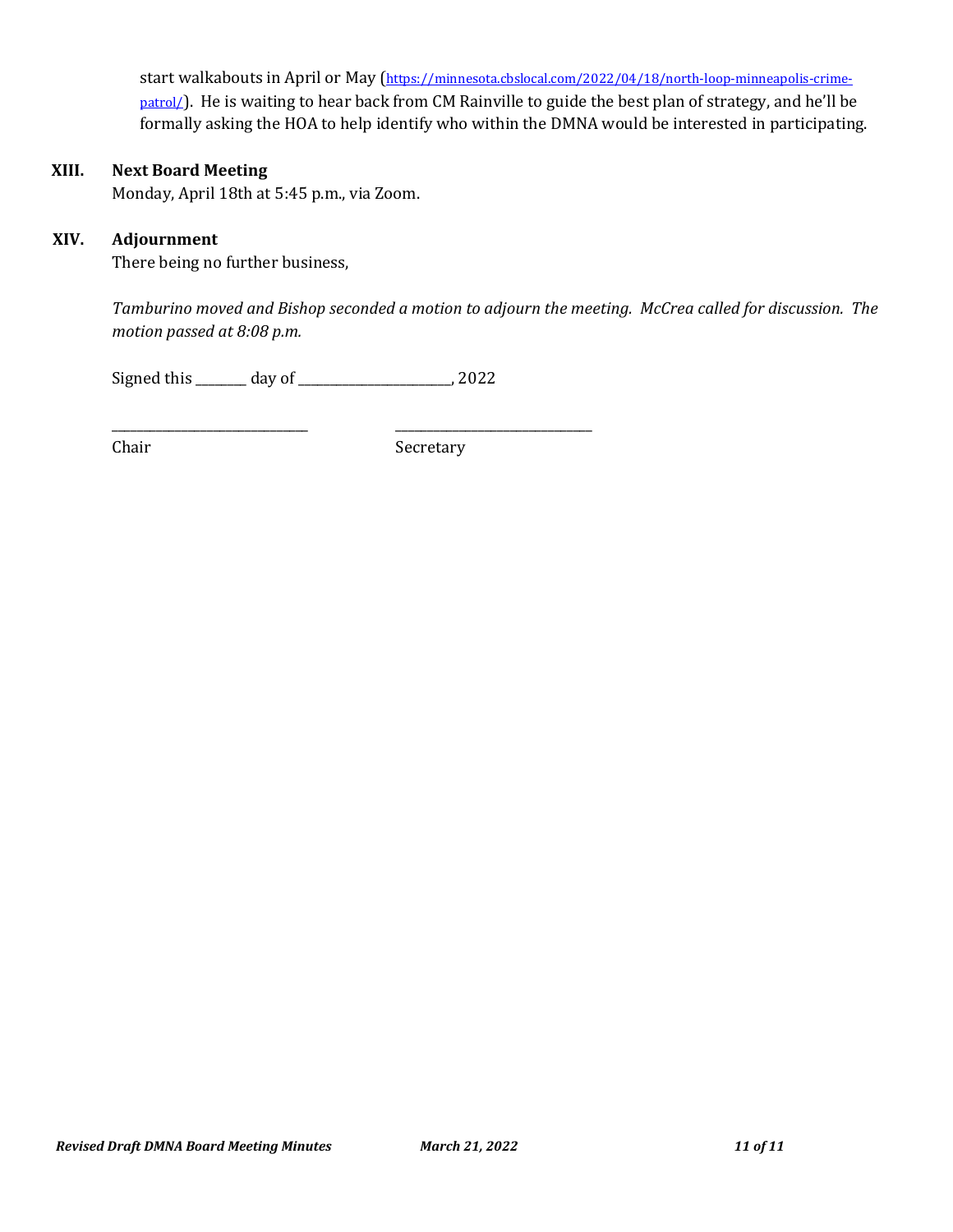start walkabouts in April or May (https://minnesota.cbslocal.com/2022/04/18/north-loop-minneapolis-crime-patrol/). He is waiting to hear back from CM Rainville to guide the best plan of strategy, and he'll be formally asking the HOA to help identify who within the DMNA would be interested in participating.

## XIII. Next Board Meeting

Monday, April 18th at 5:45 p.m., via Zoom.

## XIV. Adjournment

There being no further business,

*Tamburino moved and Bishop seconded a motion to adjourn the meeting. McCrea called for discussion. The motion passed at 8:08 p.m.*

Signed this _______ day of ______________________, 2022

_____________________________ _____________________________

Chair Secretary